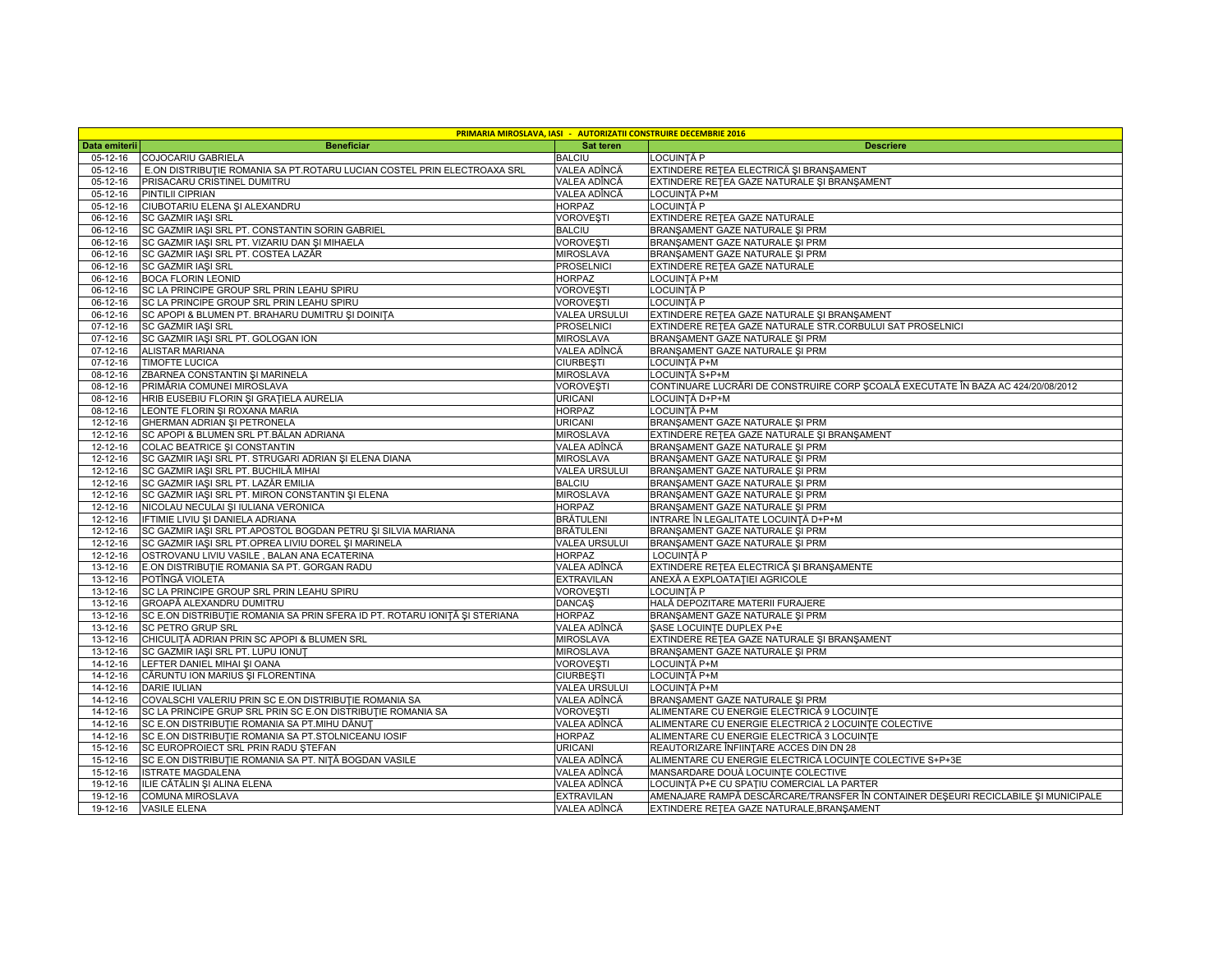| PRIMARIA MIROSLAVA, IASI - AUTORIZATII CONSTRUIRE DECEMBRIE 2016 | | | |
|---|---|---|---|
| **Data emiterii** | **Beneficiar** | **Sat teren** | **Descriere** |
| 05-12-16 | COJOCARIU GABRIELA | BALCIU | LOCUINȚĂ P |
| 05-12-16 | E.ON DISTRIBUȚIE ROMANIA SA PT.ROTARU LUCIAN COSTEL PRIN ELECTROAXA SRL | VALEA ADÎNCĂ | EXTINDERE REȚEA ELECTRICĂ ȘI BRANȘAMENT |
| 05-12-16 | PRISACARU CRISTINEL DUMITRU | VALEA ADÎNCĂ | EXTINDERE REȚEA GAZE NATURALE ȘI BRANȘAMENT |
| 05-12-16 | PINTILII CIPRIAN | VALEA ADÎNCĂ | LOCUINȚĂ P+M |
| 05-12-16 | CIUBOTARIU ELENA ȘI ALEXANDRU | HORPAZ | LOCUINȚĂ P |
| 06-12-16 | SC GAZMIR IAȘI SRL | VOROVEȘTI | EXTINDERE REȚEA GAZE NATURALE |
| 06-12-16 | SC GAZMIR IAȘI SRL PT. CONSTANTIN SORIN GABRIEL | BALCIU | BRANȘAMENT GAZE NATURALE ȘI PRM |
| 06-12-16 | SC GAZMIR IAȘI SRL PT. VIZARIU DAN ȘI MIHAELA | VOROVEȘTI | BRANȘAMENT GAZE NATURALE ȘI PRM |
| 06-12-16 | SC GAZMIR IAȘI SRL PT. COSTEA LAZĂR | MIROSLAVA | BRANȘAMENT GAZE NATURALE ȘI PRM |
| 06-12-16 | SC GAZMIR IAȘI SRL | PROSELNICI | EXTINDERE REȚEA GAZE NATURALE |
| 06-12-16 | BOCA FLORIN LEONID | HORPAZ | LOCUINȚĂ P+M |
| 06-12-16 | SC LA PRINCIPE GROUP SRL PRIN LEAHU SPIRU | VOROVEȘTI | LOCUINȚĂ P |
| 06-12-16 | SC LA PRINCIPE GROUP SRL PRIN LEAHU SPIRU | VOROVEȘTI | LOCUINȚĂ P |
| 06-12-16 | SC APOPI & BLUMEN PT. BRAHARU DUMITRU ȘI DOINIȚA | VALEA URSULUI | EXTINDERE REȚEA GAZE NATURALE ȘI BRANȘAMENT |
| 07-12-16 | SC GAZMIR IAȘI SRL | PROSELNICI | EXTINDERE REȚEA GAZE NATURALE STR.CORBULUI SAT PROSELNICI |
| 07-12-16 | SC GAZMIR IAȘI SRL PT. GOLOGAN ION | MIROSLAVA | BRANȘAMENT GAZE NATURALE ȘI PRM |
| 07-12-16 | ALISTAR MARIANA | VALEA ADÎNCĂ | BRANȘAMENT GAZE NATURALE ȘI PRM |
| 07-12-16 | TIMOFTE LUCICA | CIURBEȘTI | LOCUINȚĂ P+M |
| 08-12-16 | ZBARNEA CONSTANTIN ȘI MARINELA | MIROSLAVA | LOCUINȚĂ S+P+M |
| 08-12-16 | PRIMĂRIA COMUNEI MIROSLAVA | VOROVEȘTI | CONTINUARE LUCRĂRI DE CONSTRUIRE CORP ȘCOALĂ EXECUTATE ÎN BAZA AC 424/20/08/2012 |
| 08-12-16 | HRIB EUSEBIU FLORIN ȘI GRAȚIELA AURELIA | URICANI | LOCUINȚĂ D+P+M |
| 08-12-16 | LEONTE FLORIN ȘI ROXANA MARIA | HORPAZ | LOCUINȚĂ P+M |
| 12-12-16 | GHERMAN ADRIAN ȘI PETRONELA | URICANI | BRANȘAMENT GAZE NATURALE ȘI PRM |
| 12-12-16 | SC APOPI & BLUMEN SRL PT.BĂLAN ADRIANA | MIROSLAVA | EXTINDERE REȚEA GAZE NATURALE ȘI BRANȘAMENT |
| 12-12-16 | COLAC BEATRICE ȘI CONSTANTIN | VALEA ADÎNCĂ | BRANȘAMENT GAZE NATURALE ȘI PRM |
| 12-12-16 | SC GAZMIR IAȘI SRL PT. STRUGARI ADRIAN ȘI ELENA DIANA | MIROSLAVA | BRANȘAMENT GAZE NATURALE ȘI PRM |
| 12-12-16 | SC GAZMIR IAȘI SRL PT. BUCHILĂ MIHAI | VALEA URSULUI | BRANȘAMENT GAZE NATURALE ȘI PRM |
| 12-12-16 | SC GAZMIR IAȘI SRL PT. LAZĂR EMILIA | BALCIU | BRANȘAMENT GAZE NATURALE ȘI PRM |
| 12-12-16 | SC GAZMIR IAȘI SRL PT. MIRON CONSTANTIN ȘI ELENA | MIROSLAVA | BRANȘAMENT GAZE NATURALE ȘI PRM |
| 12-12-16 | NICOLAU NECULAI ȘI IULIANA VERONICA | HORPAZ | BRANȘAMENT GAZE NATURALE ȘI PRM |
| 12-12-16 | IFTIMIE LIVIU ȘI DANIELA ADRIANA | BRĂTULENI | INTRARE ÎN LEGALITATE LOCUINȚĂ D+P+M |
| 12-12-16 | SC GAZMIR IAȘI SRL PT.APOSTOL BOGDAN PETRU ȘI SILVIA MARIANA | BRĂTULENI | BRANȘAMENT GAZE NATURALE ȘI PRM |
| 12-12-16 | SC GAZMIR IAȘI SRL PT.OPREA LIVIU DOREL ȘI MARINELA | VALEA URSULUI | BRANȘAMENT GAZE NATURALE ȘI PRM |
| 12-12-16 | OSTROVANU LIVIU VASILE , BALAN ANA ECATERINA | HORPAZ | LOCUINȚĂ P |
| 13-12-16 | E.ON DISTRIBUȚIE ROMANIA SA PT. GORGAN RADU | VALEA ADÎNCĂ | EXTINDERE REȚEA ELECTRICĂ ȘI BRANȘAMENTE |
| 13-12-16 | POTÎNGĂ VIOLETA | EXTRAVILAN | ANEXĂ A EXPLOATAȚIEI AGRICOLE |
| 13-12-16 | SC LA PRINCIPE GROUP SRL PRIN LEAHU SPIRU | VOROVEȘTI | LOCUINȚĂ P |
| 13-12-16 | GROAPĂ ALEXANDRU DUMITRU | DANCAȘ | HALĂ DEPOZITARE MATERII FURAJERE |
| 13-12-16 | SC E.ON DISTRIBUȚIE ROMANIA SA PRIN SFERA ID PT. ROTARU IONIȚĂ ȘI STERIANA | HORPAZ | BRANȘAMENT GAZE NATURALE ȘI PRM |
| 13-12-16 | SC PETRO GRUP SRL | VALEA ADÎNCĂ | ȘASE LOCUINȚE DUPLEX P+E |
| 13-12-16 | CHICULIȚĂ ADRIAN PRIN SC APOPI & BLUMEN SRL | MIROSLAVA | EXTINDERE REȚEA GAZE NATURALE ȘI BRANȘAMENT |
| 13-12-16 | SC GAZMIR IAȘI SRL PT. LUPU IONUȚ | MIROSLAVA | BRANȘAMENT GAZE NATURALE ȘI PRM |
| 14-12-16 | LEFTER DANIEL MIHAI ȘI OANA | VOROVEȘTI | LOCUINȚĂ P+M |
| 14-12-16 | CĂRUNTU ION MARIUS ȘI FLORENTINA | CIURBEȘTI | LOCUINȚĂ P+M |
| 14-12-16 | DARIE IULIAN | VALEA URSULUI | LOCUINȚĂ P+M |
| 14-12-16 | COVALSCHI VALERIU PRIN SC E.ON DISTRIBUȚIE ROMANIA SA | VALEA ADÎNCĂ | BRANȘAMENT GAZE NATURALE ȘI PRM |
| 14-12-16 | SC LA PRINCIPE GRUP SRL PRIN SC E.ON DISTRIBUȚIE ROMANIA SA | VOROVEȘTI | ALIMENTARE CU ENERGIE ELECTRICĂ 9 LOCUINȚE |
| 14-12-16 | SC E.ON DISTRIBUȚIE ROMANIA SA PT.MIHU DĂNUȚ | VALEA ADÎNCĂ | ALIMENTARE CU ENERGIE ELECTRICĂ 2 LOCUINȚE COLECTIVE |
| 14-12-16 | SC E.ON DISTRIBUȚIE ROMANIA SA PT.STOLNICEANU IOSIF | HORPAZ | ALIMENTARE CU ENERGIE ELECTRICĂ 3 LOCUINȚE |
| 15-12-16 | SC EUROPROIECT SRL PRIN RADU ȘTEFAN | URICANI | REAUTORIZARE ÎNFIINȚARE ACCES DIN DN 28 |
| 15-12-16 | SC E.ON DISTRIBUȚIE ROMANIA SA PT. NIȚĂ BOGDAN VASILE | VALEA ADÎNCĂ | ALIMENTARE CU ENERGIE ELECTRICĂ LOCUINȚE COLECTIVE S+P+3E |
| 15-12-16 | ISTRATE MAGDALENA | VALEA ADÎNCĂ | MANSARDARE DOUĂ LOCUINȚE COLECTIVE |
| 19-12-16 | ILIE CĂTĂLIN ȘI ALINA ELENA | VALEA ADÎNCĂ | LOCUINȚĂ P+E CU SPAȚIU COMERCIAL LA PARTER |
| 19-12-16 | COMUNA MIROSLAVA | EXTRAVILAN | AMENAJARE RAMPĂ DESCĂRCARE/TRANSFER ÎN CONTAINER DEȘEURI RECICLABILE ȘI MUNICIPALE |
| 19-12-16 | VASILE ELENA | VALEA ADÎNCĂ | EXTINDERE REȚEA GAZE NATURALE,BRANȘAMENT |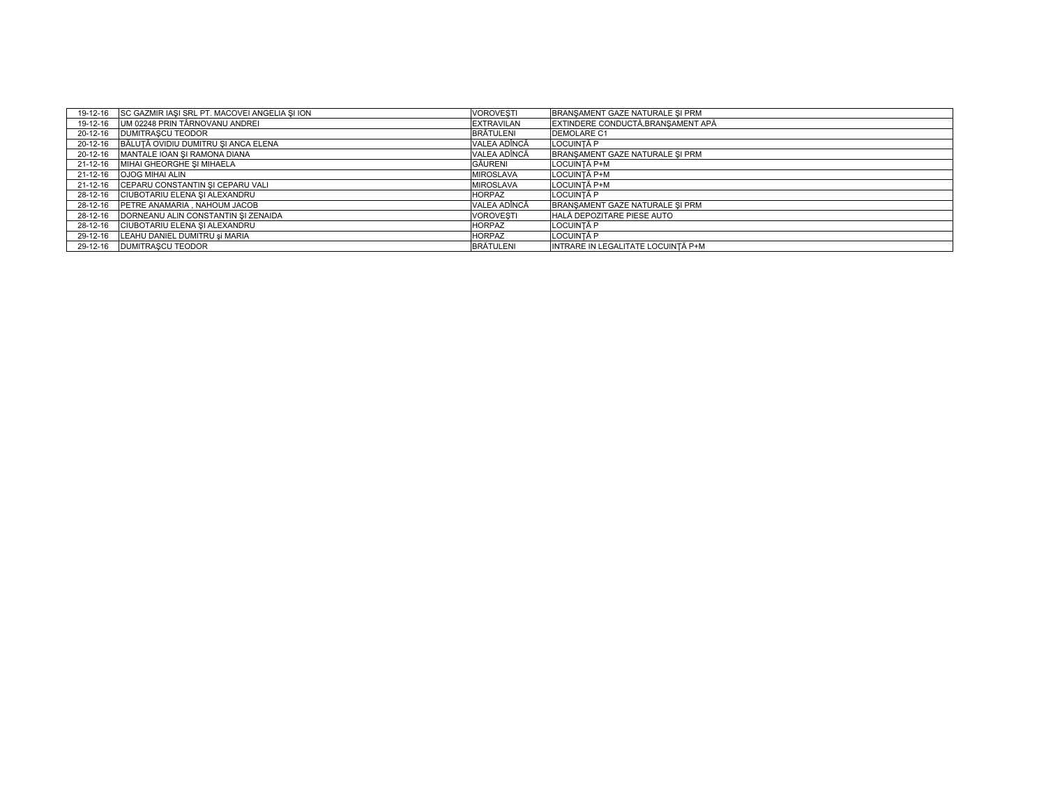| | | | |
|---|---|---|---|
| 19-12-16 | SC GAZMIR IAŞI SRL PT. MACOVEI ANGELIA ŞI ION | VOROVEŞTI | BRANŞAMENT GAZE NATURALE ŞI PRM |
| 19-12-16 | UM 02248 PRIN TÂRNOVANU ANDREI | EXTRAVILAN | EXTINDERE CONDUCTĂ,BRANŞAMENT APĂ |
| 20-12-16 | DUMITRAŞCU TEODOR | BRĂTULENI | DEMOLARE C1 |
| 20-12-16 | BĂLUŢĂ OVIDIU DUMITRU ŞI ANCA ELENA | VALEA ADÎNCĂ | LOCUINŢĂ P |
| 20-12-16 | MANTALE IOAN ŞI RAMONA DIANA | VALEA ADÎNCĂ | BRANŞAMENT GAZE NATURALE ŞI PRM |
| 21-12-16 | MIHAI GHEORGHE ŞI MIHAELA | GĂURENI | LOCUINŢĂ P+M |
| 21-12-16 | OJOG MIHAI ALIN | MIROSLAVA | LOCUINŢĂ P+M |
| 21-12-16 | CEPARU CONSTANTIN ŞI CEPARU VALI | MIROSLAVA | LOCUINŢĂ P+M |
| 28-12-16 | CIUBOTARIU ELENA ŞI ALEXANDRU | HORPAZ | LOCUINŢĂ P |
| 28-12-16 | PETRE ANAMARIA , NAHOUM JACOB | VALEA ADÎNCĂ | BRANŞAMENT GAZE NATURALE ŞI PRM |
| 28-12-16 | DORNEANU ALIN CONSTANTIN ŞI ZENAIDA | VOROVEŞTI | HALĂ DEPOZITARE PIESE AUTO |
| 28-12-16 | CIUBOTARIU ELENA ŞI ALEXANDRU | HORPAZ | LOCUINŢĂ P |
| 29-12-16 | LEAHU DANIEL DUMITRU şi MARIA | HORPAZ | LOCUINŢĂ P |
| 29-12-16 | DUMITRAŞCU TEODOR | BRĂTULENI | INTRARE IN LEGALITATE LOCUINŢĂ P+M |